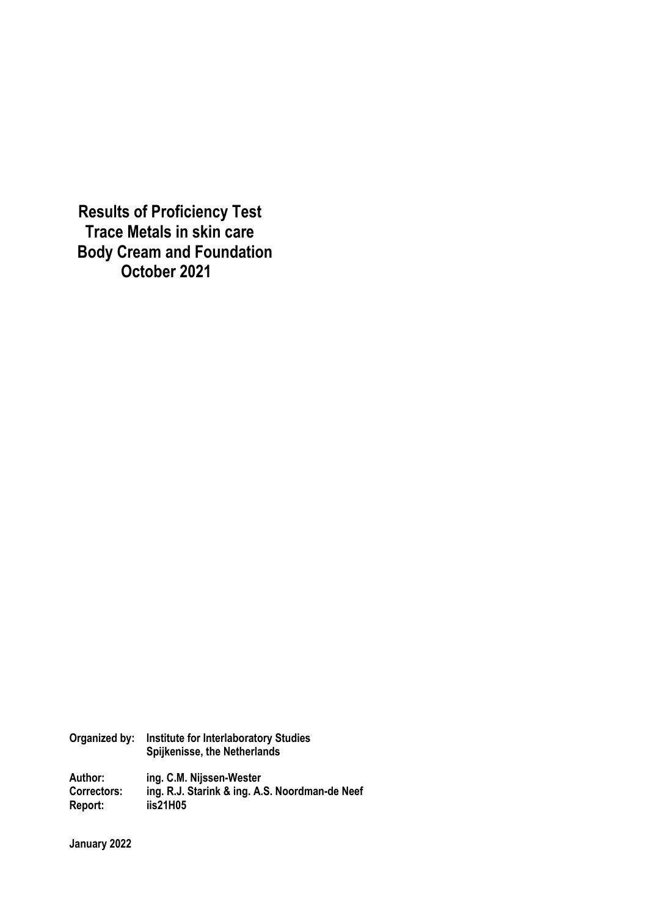# Results of Proficiency Test
# Trace Metals in skin care
# Body Cream and Foundation
# October 2021

**Organized by:** **Institute for Interlaboratory Studies**
**Spijkenisse, the Netherlands**

**Author:** **ing. C.M. Nijssen-Wester**
**Correctors:** **ing. R.J. Starink & ing. A.S. Noordman-de Neef**
**Report:** **iis21H05**

**January 2022**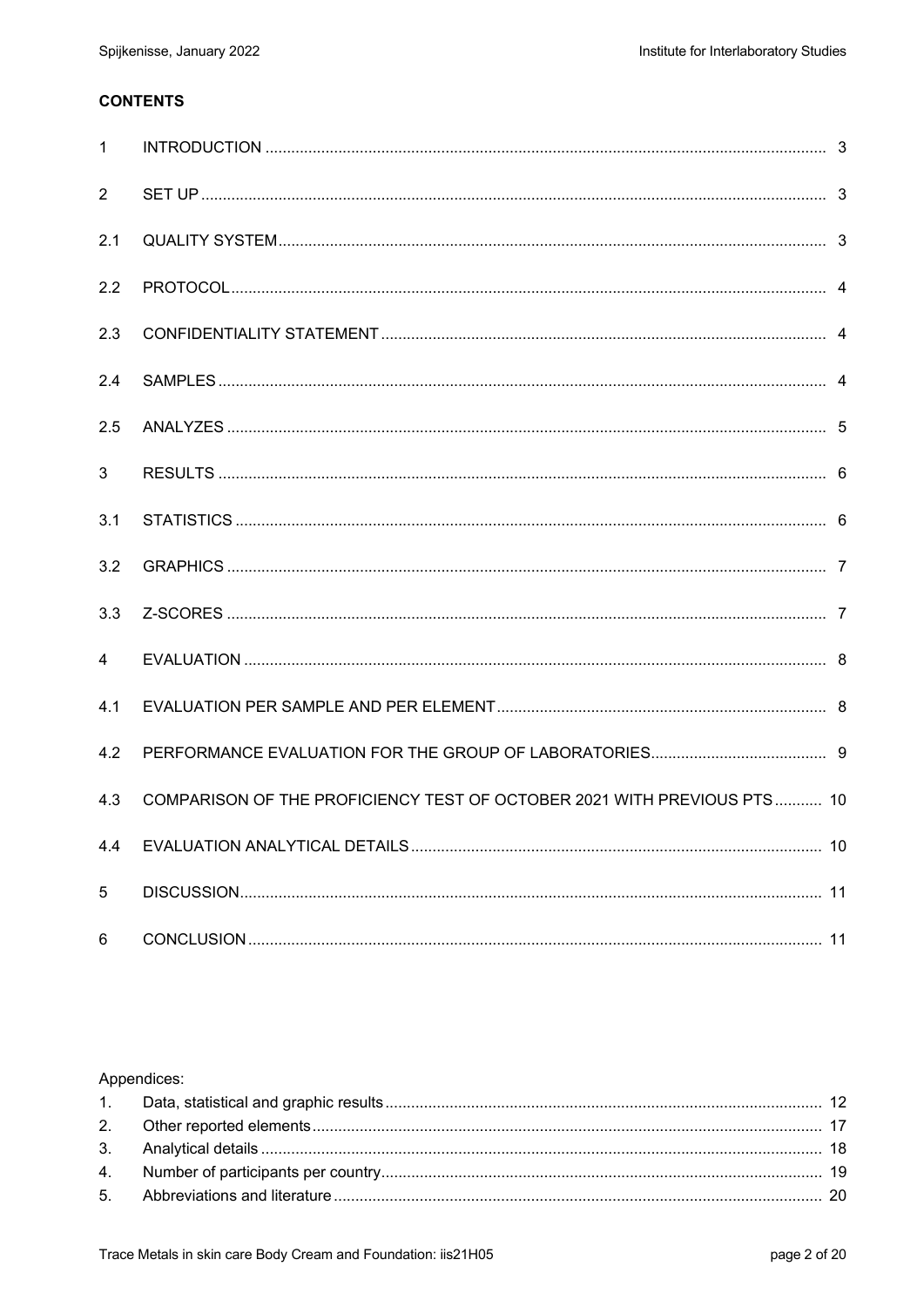**CONTENTS**

| | | |
|---|---|---|
| 1 | INTRODUCTION | 3 |
| 2 | SET UP | 3 |
| 2.1 | QUALITY SYSTEM | 3 |
| 2.2 | PROTOCOL | 4 |
| 2.3 | CONFIDENTIALITY STATEMENT | 4 |
| 2.4 | SAMPLES | 4 |
| 2.5 | ANALYZES | 5 |
| 3 | RESULTS | 6 |
| 3.1 | STATISTICS | 6 |
| 3.2 | GRAPHICS | 7 |
| 3.3 | Z-SCORES | 7 |
| 4 | EVALUATION | 8 |
| 4.1 | EVALUATION PER SAMPLE AND PER ELEMENT | 8 |
| 4.2 | PERFORMANCE EVALUATION FOR THE GROUP OF LABORATORIES | 9 |
| 4.3 | COMPARISON OF THE PROFICIENCY TEST OF OCTOBER 2021 WITH PREVIOUS PTS | 10 |
| 4.4 | EVALUATION ANALYTICAL DETAILS | 10 |
| 5 | DISCUSSION | 11 |
| 6 | CONCLUSION | 11 |

Appendices:

| | | |
|---|---|---|
| 1. | Data, statistical and graphic results | 12 |
| 2. | Other reported elements | 17 |
| 3. | Analytical details | 18 |
| 4. | Number of participants per country | 19 |
| 5. | Abbreviations and literature | 20 |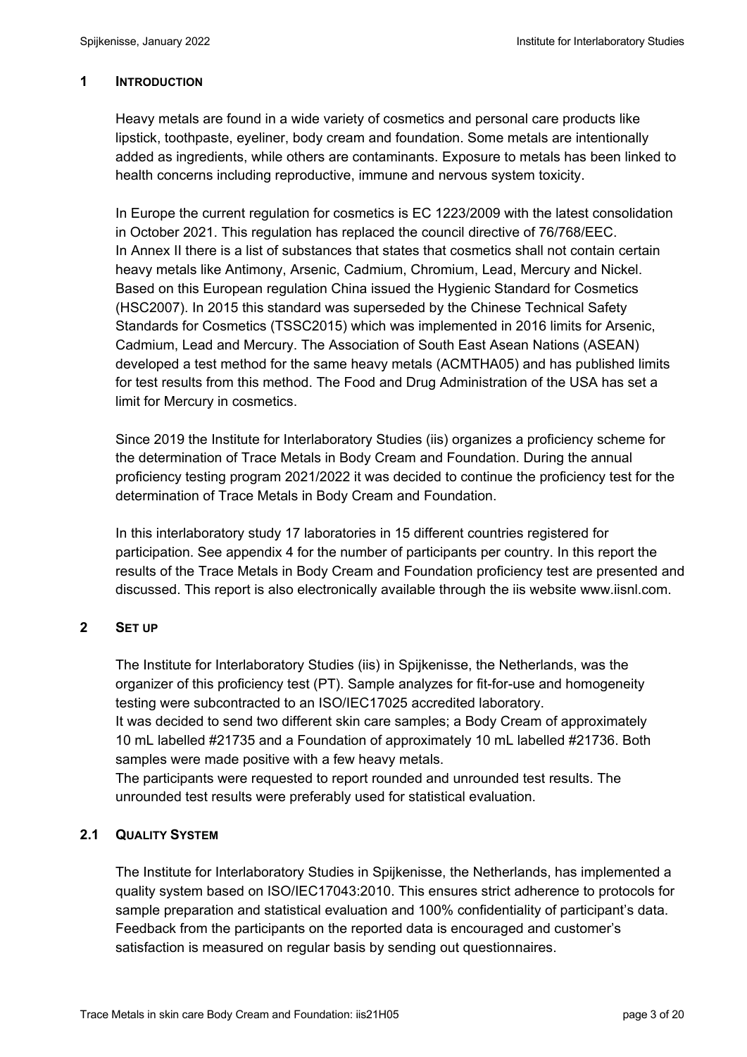## 1 INTRODUCTION

Heavy metals are found in a wide variety of cosmetics and personal care products like lipstick, toothpaste, eyeliner, body cream and foundation. Some metals are intentionally added as ingredients, while others are contaminants. Exposure to metals has been linked to health concerns including reproductive, immune and nervous system toxicity.

In Europe the current regulation for cosmetics is EC 1223/2009 with the latest consolidation in October 2021. This regulation has replaced the council directive of 76/768/EEC. In Annex II there is a list of substances that states that cosmetics shall not contain certain heavy metals like Antimony, Arsenic, Cadmium, Chromium, Lead, Mercury and Nickel. Based on this European regulation China issued the Hygienic Standard for Cosmetics (HSC2007). In 2015 this standard was superseded by the Chinese Technical Safety Standards for Cosmetics (TSSC2015) which was implemented in 2016 limits for Arsenic, Cadmium, Lead and Mercury. The Association of South East Asean Nations (ASEAN) developed a test method for the same heavy metals (ACMTHA05) and has published limits for test results from this method. The Food and Drug Administration of the USA has set a limit for Mercury in cosmetics.

Since 2019 the Institute for Interlaboratory Studies (iis) organizes a proficiency scheme for the determination of Trace Metals in Body Cream and Foundation. During the annual proficiency testing program 2021/2022 it was decided to continue the proficiency test for the determination of Trace Metals in Body Cream and Foundation.

In this interlaboratory study 17 laboratories in 15 different countries registered for participation. See appendix 4 for the number of participants per country. In this report the results of the Trace Metals in Body Cream and Foundation proficiency test are presented and discussed. This report is also electronically available through the iis website www.iisnl.com.

## 2 SET UP

The Institute for Interlaboratory Studies (iis) in Spijkenisse, the Netherlands, was the organizer of this proficiency test (PT). Sample analyzes for fit-for-use and homogeneity testing were subcontracted to an ISO/IEC17025 accredited laboratory.
It was decided to send two different skin care samples; a Body Cream of approximately 10 mL labelled #21735 and a Foundation of approximately 10 mL labelled #21736. Both samples were made positive with a few heavy metals.
The participants were requested to report rounded and unrounded test results. The unrounded test results were preferably used for statistical evaluation.

### 2.1 QUALITY SYSTEM

The Institute for Interlaboratory Studies in Spijkenisse, the Netherlands, has implemented a quality system based on ISO/IEC17043:2010. This ensures strict adherence to protocols for sample preparation and statistical evaluation and 100% confidentiality of participant's data. Feedback from the participants on the reported data is encouraged and customer's satisfaction is measured on regular basis by sending out questionnaires.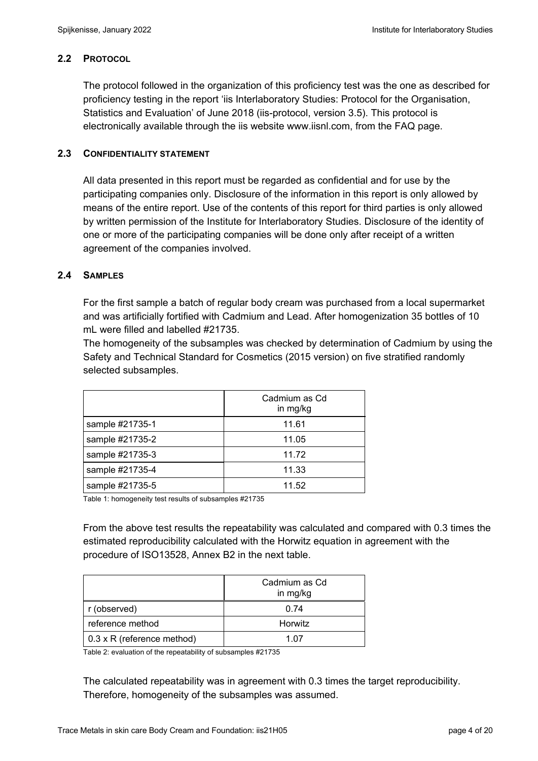### 2.2 PROTOCOL

The protocol followed in the organization of this proficiency test was the one as described for proficiency testing in the report 'iis Interlaboratory Studies: Protocol for the Organisation, Statistics and Evaluation' of June 2018 (iis-protocol, version 3.5). This protocol is electronically available through the iis website www.iisnl.com, from the FAQ page.

### 2.3 CONFIDENTIALITY STATEMENT

All data presented in this report must be regarded as confidential and for use by the participating companies only. Disclosure of the information in this report is only allowed by means of the entire report. Use of the contents of this report for third parties is only allowed by written permission of the Institute for Interlaboratory Studies. Disclosure of the identity of one or more of the participating companies will be done only after receipt of a written agreement of the companies involved.

### 2.4 SAMPLES

For the first sample a batch of regular body cream was purchased from a local supermarket and was artificially fortified with Cadmium and Lead. After homogenization 35 bottles of 10 mL were filled and labelled #21735.
The homogeneity of the subsamples was checked by determination of Cadmium by using the Safety and Technical Standard for Cosmetics (2015 version) on five stratified randomly selected subsamples.

| | Cadmium as Cd in mg/kg |
|---|---|
| sample #21735-1 | 11.61 |
| sample #21735-2 | 11.05 |
| sample #21735-3 | 11.72 |
| sample #21735-4 | 11.33 |
| sample #21735-5 | 11.52 |

Table 1: homogeneity test results of subsamples #21735

From the above test results the repeatability was calculated and compared with 0.3 times the estimated reproducibility calculated with the Horwitz equation in agreement with the procedure of ISO13528, Annex B2 in the next table.

| | Cadmium as Cd in mg/kg |
|---|---|
| r (observed) | 0.74 |
| reference method | Horwitz |
| 0.3 x R (reference method) | 1.07 |

Table 2: evaluation of the repeatability of subsamples #21735

The calculated repeatability was in agreement with 0.3 times the target reproducibility. Therefore, homogeneity of the subsamples was assumed.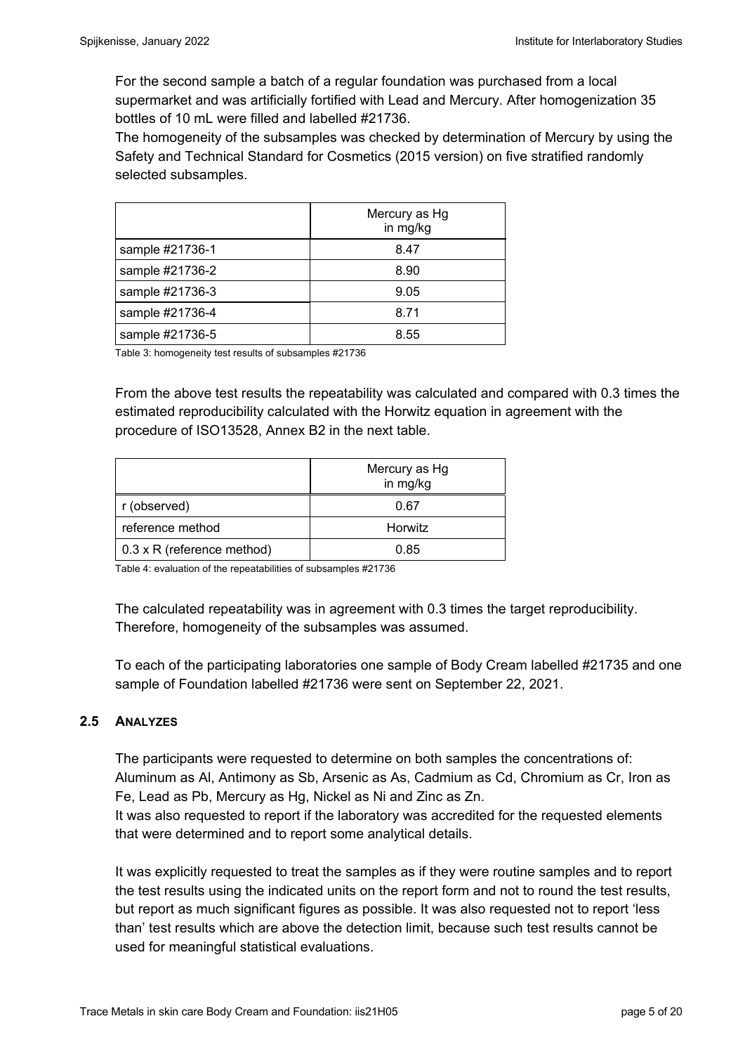For the second sample a batch of a regular foundation was purchased from a local supermarket and was artificially fortified with Lead and Mercury. After homogenization 35 bottles of 10 mL were filled and labelled #21736.
The homogeneity of the subsamples was checked by determination of Mercury by using the Safety and Technical Standard for Cosmetics (2015 version) on five stratified randomly selected subsamples.

| | Mercury as Hg in mg/kg |
|---|---|
| sample #21736-1 | 8.47 |
| sample #21736-2 | 8.90 |
| sample #21736-3 | 9.05 |
| sample #21736-4 | 8.71 |
| sample #21736-5 | 8.55 |

Table 3: homogeneity test results of subsamples #21736

From the above test results the repeatability was calculated and compared with 0.3 times the estimated reproducibility calculated with the Horwitz equation in agreement with the procedure of ISO13528, Annex B2 in the next table.

| | Mercury as Hg in mg/kg |
|---|---|
| r (observed) | 0.67 |
| reference method | Horwitz |
| 0.3 x R (reference method) | 0.85 |

Table 4: evaluation of the repeatabilities of subsamples #21736

The calculated repeatability was in agreement with 0.3 times the target reproducibility. Therefore, homogeneity of the subsamples was assumed.

To each of the participating laboratories one sample of Body Cream labelled #21735 and one sample of Foundation labelled #21736 were sent on September 22, 2021.

### 2.5 ANALYZES

The participants were requested to determine on both samples the concentrations of: Aluminum as Al, Antimony as Sb, Arsenic as As, Cadmium as Cd, Chromium as Cr, Iron as Fe, Lead as Pb, Mercury as Hg, Nickel as Ni and Zinc as Zn.
It was also requested to report if the laboratory was accredited for the requested elements that were determined and to report some analytical details.

It was explicitly requested to treat the samples as if they were routine samples and to report the test results using the indicated units on the report form and not to round the test results, but report as much significant figures as possible. It was also requested not to report 'less than' test results which are above the detection limit, because such test results cannot be used for meaningful statistical evaluations.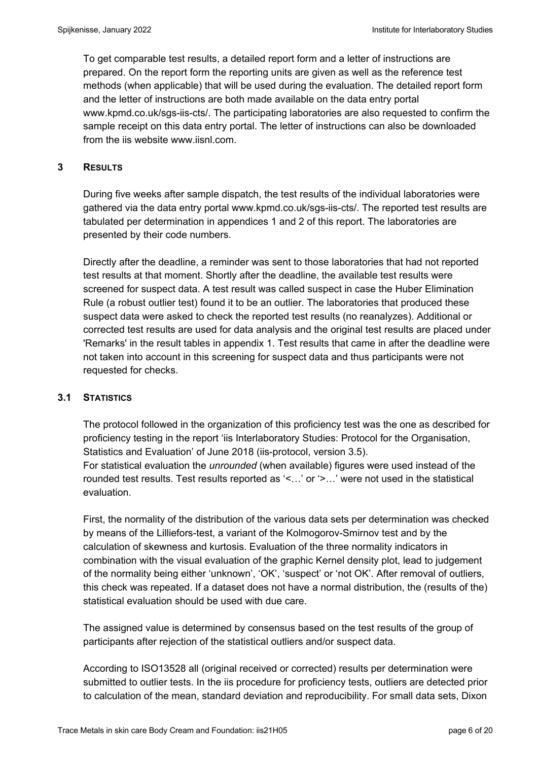To get comparable test results, a detailed report form and a letter of instructions are prepared. On the report form the reporting units are given as well as the reference test methods (when applicable) that will be used during the evaluation. The detailed report form and the letter of instructions are both made available on the data entry portal www.kpmd.co.uk/sgs-iis-cts/. The participating laboratories are also requested to confirm the sample receipt on this data entry portal. The letter of instructions can also be downloaded from the iis website www.iisnl.com.

## 3 RESULTS

During five weeks after sample dispatch, the test results of the individual laboratories were gathered via the data entry portal www.kpmd.co.uk/sgs-iis-cts/. The reported test results are tabulated per determination in appendices 1 and 2 of this report. The laboratories are presented by their code numbers.

Directly after the deadline, a reminder was sent to those laboratories that had not reported test results at that moment. Shortly after the deadline, the available test results were screened for suspect data. A test result was called suspect in case the Huber Elimination Rule (a robust outlier test) found it to be an outlier. The laboratories that produced these suspect data were asked to check the reported test results (no reanalyzes). Additional or corrected test results are used for data analysis and the original test results are placed under 'Remarks' in the result tables in appendix 1. Test results that came in after the deadline were not taken into account in this screening for suspect data and thus participants were not requested for checks.

### 3.1 STATISTICS

The protocol followed in the organization of this proficiency test was the one as described for proficiency testing in the report 'iis Interlaboratory Studies: Protocol for the Organisation, Statistics and Evaluation' of June 2018 (iis-protocol, version 3.5).
For statistical evaluation the *unrounded* (when available) figures were used instead of the rounded test results. Test results reported as '<…' or '>…' were not used in the statistical evaluation.

First, the normality of the distribution of the various data sets per determination was checked by means of the Lilliefors-test, a variant of the Kolmogorov-Smirnov test and by the calculation of skewness and kurtosis. Evaluation of the three normality indicators in combination with the visual evaluation of the graphic Kernel density plot, lead to judgement of the normality being either 'unknown', 'OK', 'suspect' or 'not OK'. After removal of outliers, this check was repeated. If a dataset does not have a normal distribution, the (results of the) statistical evaluation should be used with due care.

The assigned value is determined by consensus based on the test results of the group of participants after rejection of the statistical outliers and/or suspect data.

According to ISO13528 all (original received or corrected) results per determination were submitted to outlier tests. In the iis procedure for proficiency tests, outliers are detected prior to calculation of the mean, standard deviation and reproducibility. For small data sets, Dixon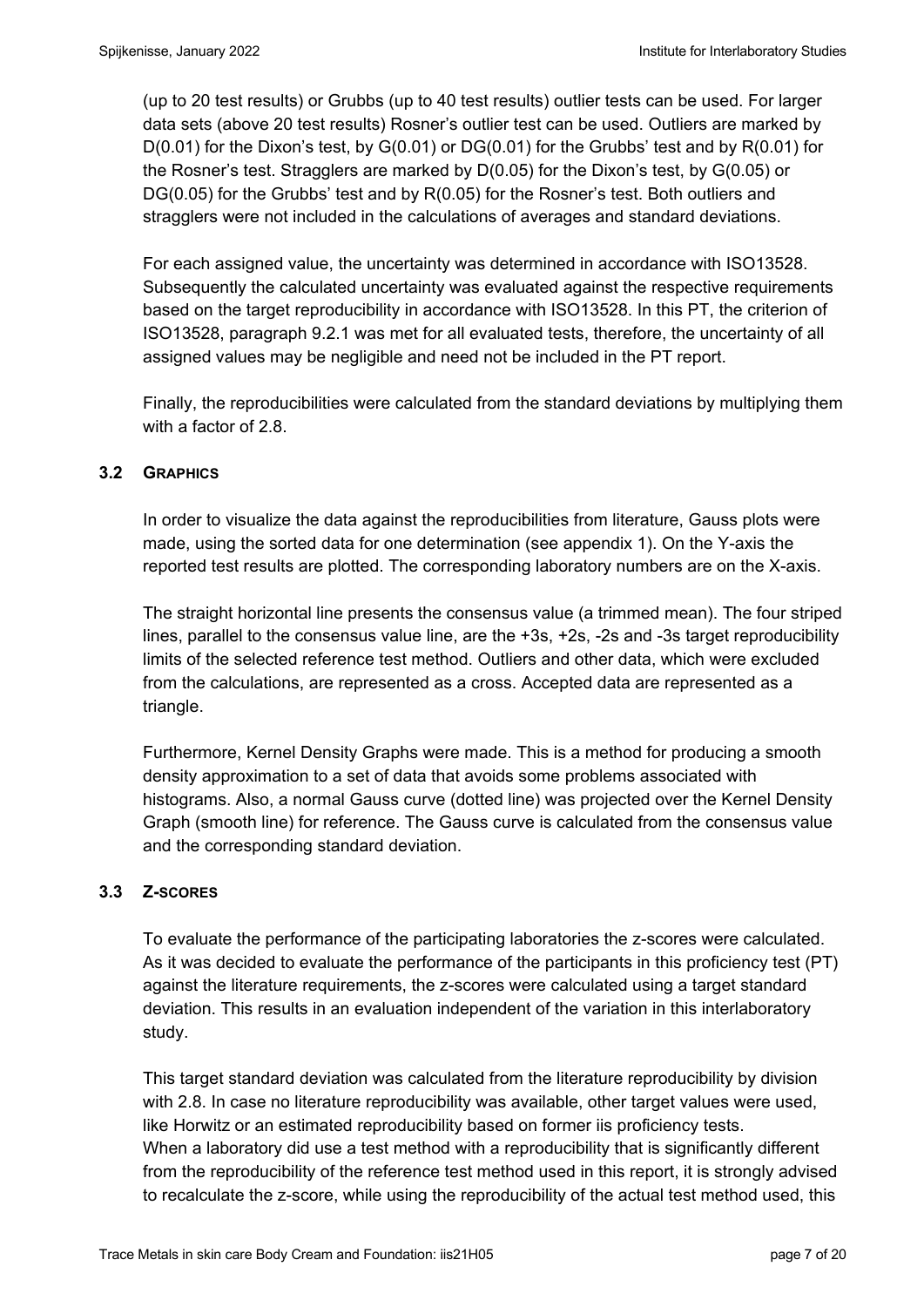(up to 20 test results) or Grubbs (up to 40 test results) outlier tests can be used. For larger data sets (above 20 test results) Rosner's outlier test can be used. Outliers are marked by D(0.01) for the Dixon's test, by G(0.01) or DG(0.01) for the Grubbs' test and by R(0.01) for the Rosner's test. Stragglers are marked by D(0.05) for the Dixon's test, by G(0.05) or DG(0.05) for the Grubbs' test and by R(0.05) for the Rosner's test. Both outliers and stragglers were not included in the calculations of averages and standard deviations.

For each assigned value, the uncertainty was determined in accordance with ISO13528. Subsequently the calculated uncertainty was evaluated against the respective requirements based on the target reproducibility in accordance with ISO13528. In this PT, the criterion of ISO13528, paragraph 9.2.1 was met for all evaluated tests, therefore, the uncertainty of all assigned values may be negligible and need not be included in the PT report.

Finally, the reproducibilities were calculated from the standard deviations by multiplying them with a factor of 2.8.

### 3.2 GRAPHICS

In order to visualize the data against the reproducibilities from literature, Gauss plots were made, using the sorted data for one determination (see appendix 1). On the Y-axis the reported test results are plotted. The corresponding laboratory numbers are on the X-axis.

The straight horizontal line presents the consensus value (a trimmed mean). The four striped lines, parallel to the consensus value line, are the +3s, +2s, -2s and -3s target reproducibility limits of the selected reference test method. Outliers and other data, which were excluded from the calculations, are represented as a cross. Accepted data are represented as a triangle.

Furthermore, Kernel Density Graphs were made. This is a method for producing a smooth density approximation to a set of data that avoids some problems associated with histograms. Also, a normal Gauss curve (dotted line) was projected over the Kernel Density Graph (smooth line) for reference. The Gauss curve is calculated from the consensus value and the corresponding standard deviation.

### 3.3 Z-SCORES

To evaluate the performance of the participating laboratories the z-scores were calculated. As it was decided to evaluate the performance of the participants in this proficiency test (PT) against the literature requirements, the z-scores were calculated using a target standard deviation. This results in an evaluation independent of the variation in this interlaboratory study.

This target standard deviation was calculated from the literature reproducibility by division with 2.8. In case no literature reproducibility was available, other target values were used, like Horwitz or an estimated reproducibility based on former iis proficiency tests.
When a laboratory did use a test method with a reproducibility that is significantly different from the reproducibility of the reference test method used in this report, it is strongly advised to recalculate the z-score, while using the reproducibility of the actual test method used, this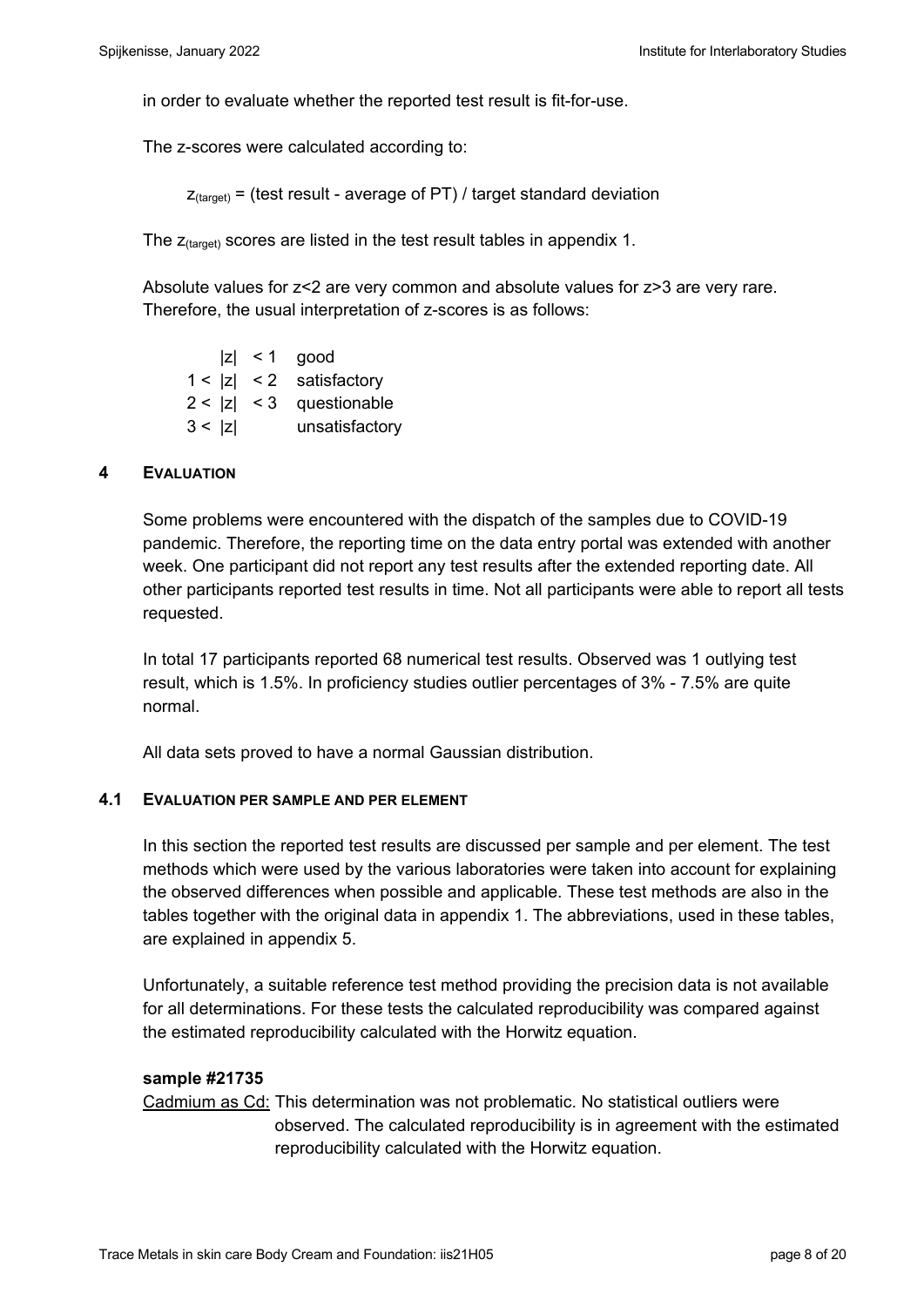in order to evaluate whether the reported test result is fit-for-use.

The z-scores were calculated according to:

$$z_{(target)} = (\text{test result - average of PT}) / \text{target standard deviation}$$

The $z_{(target)}$ scores are listed in the test result tables in appendix 1.

Absolute values for z<2 are very common and absolute values for z>3 are very rare. Therefore, the usual interpretation of z-scores is as follows:

| | | |
|---|---|---|
| | $\|z\| < 1$ | good |
| $1 <$ | $\|z\| < 2$ | satisfactory |
| $2 <$ | $\|z\| < 3$ | questionable |
| $3 <$ | $\|z\|$ | unsatisfactory |

## 4 EVALUATION

Some problems were encountered with the dispatch of the samples due to COVID-19 pandemic. Therefore, the reporting time on the data entry portal was extended with another week. One participant did not report any test results after the extended reporting date. All other participants reported test results in time. Not all participants were able to report all tests requested.

In total 17 participants reported 68 numerical test results. Observed was 1 outlying test result, which is 1.5%. In proficiency studies outlier percentages of 3% - 7.5% are quite normal.

All data sets proved to have a normal Gaussian distribution.

### 4.1 EVALUATION PER SAMPLE AND PER ELEMENT

In this section the reported test results are discussed per sample and per element. The test methods which were used by the various laboratories were taken into account for explaining the observed differences when possible and applicable. These test methods are also in the tables together with the original data in appendix 1. The abbreviations, used in these tables, are explained in appendix 5.

Unfortunately, a suitable reference test method providing the precision data is not available for all determinations. For these tests the calculated reproducibility was compared against the estimated reproducibility calculated with the Horwitz equation.

**sample #21735**

Cadmium as Cd: This determination was not problematic. No statistical outliers were observed. The calculated reproducibility is in agreement with the estimated reproducibility calculated with the Horwitz equation.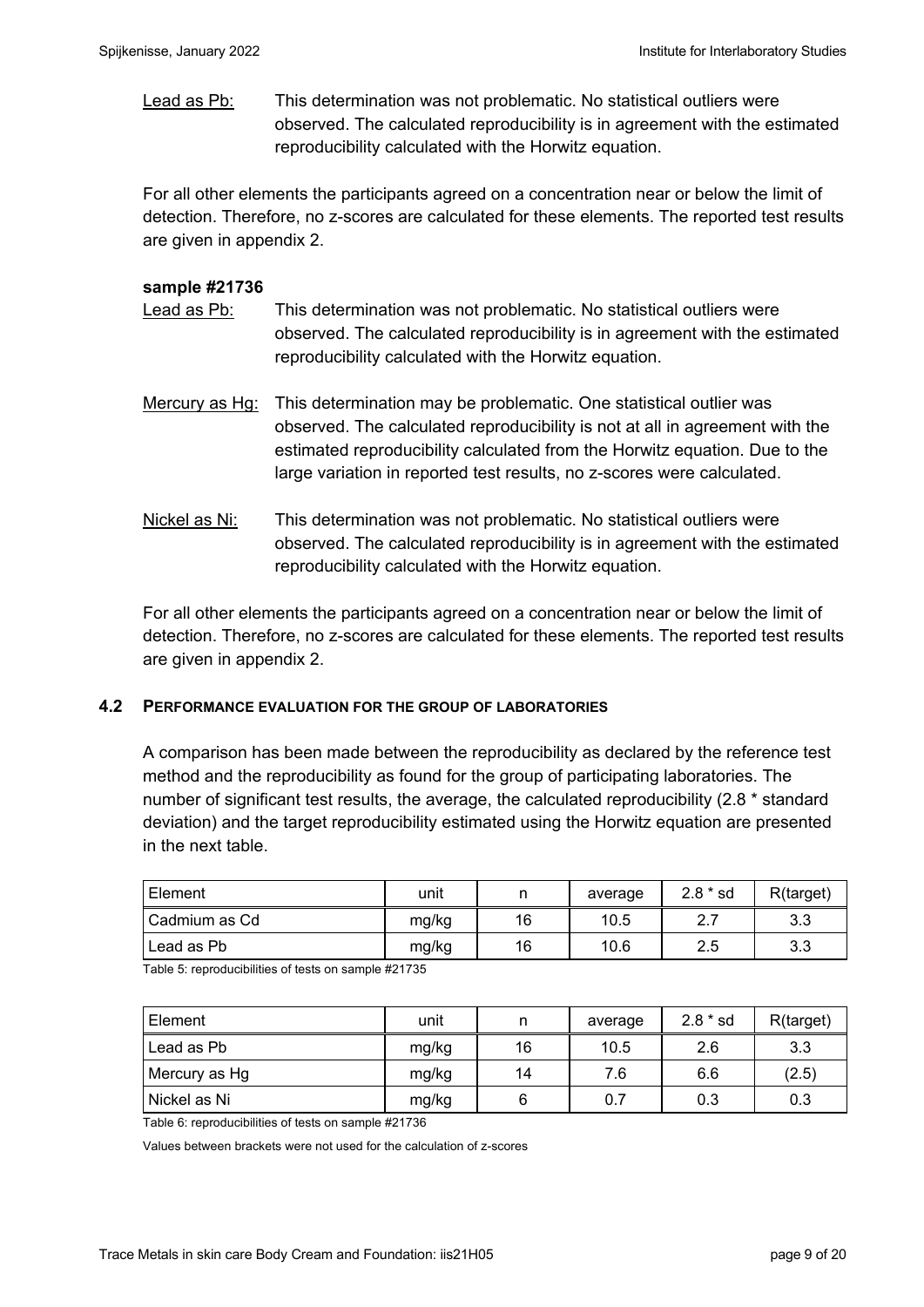Lead as Pb: This determination was not problematic. No statistical outliers were observed. The calculated reproducibility is in agreement with the estimated reproducibility calculated with the Horwitz equation.

For all other elements the participants agreed on a concentration near or below the limit of detection. Therefore, no z-scores are calculated for these elements. The reported test results are given in appendix 2.

**sample #21736**

Lead as Pb: This determination was not problematic. No statistical outliers were observed. The calculated reproducibility is in agreement with the estimated reproducibility calculated with the Horwitz equation.

Mercury as Hg: This determination may be problematic. One statistical outlier was observed. The calculated reproducibility is not at all in agreement with the estimated reproducibility calculated from the Horwitz equation. Due to the large variation in reported test results, no z-scores were calculated.

Nickel as Ni: This determination was not problematic. No statistical outliers were observed. The calculated reproducibility is in agreement with the estimated reproducibility calculated with the Horwitz equation.

For all other elements the participants agreed on a concentration near or below the limit of detection. Therefore, no z-scores are calculated for these elements. The reported test results are given in appendix 2.

### 4.2 PERFORMANCE EVALUATION FOR THE GROUP OF LABORATORIES

A comparison has been made between the reproducibility as declared by the reference test method and the reproducibility as found for the group of participating laboratories. The number of significant test results, the average, the calculated reproducibility (2.8 * standard deviation) and the target reproducibility estimated using the Horwitz equation are presented in the next table.

| Element | unit | n | average | 2.8 * sd | R(target) |
|---|---|---|---|---|---|
| Cadmium as Cd | mg/kg | 16 | 10.5 | 2.7 | 3.3 |
| Lead as Pb | mg/kg | 16 | 10.6 | 2.5 | 3.3 |

Table 5: reproducibilities of tests on sample #21735

| Element | unit | n | average | 2.8 * sd | R(target) |
|---|---|---|---|---|---|
| Lead as Pb | mg/kg | 16 | 10.5 | 2.6 | 3.3 |
| Mercury as Hg | mg/kg | 14 | 7.6 | 6.6 | (2.5) |
| Nickel as Ni | mg/kg | 6 | 0.7 | 0.3 | 0.3 |

Table 6: reproducibilities of tests on sample #21736

Values between brackets were not used for the calculation of z-scores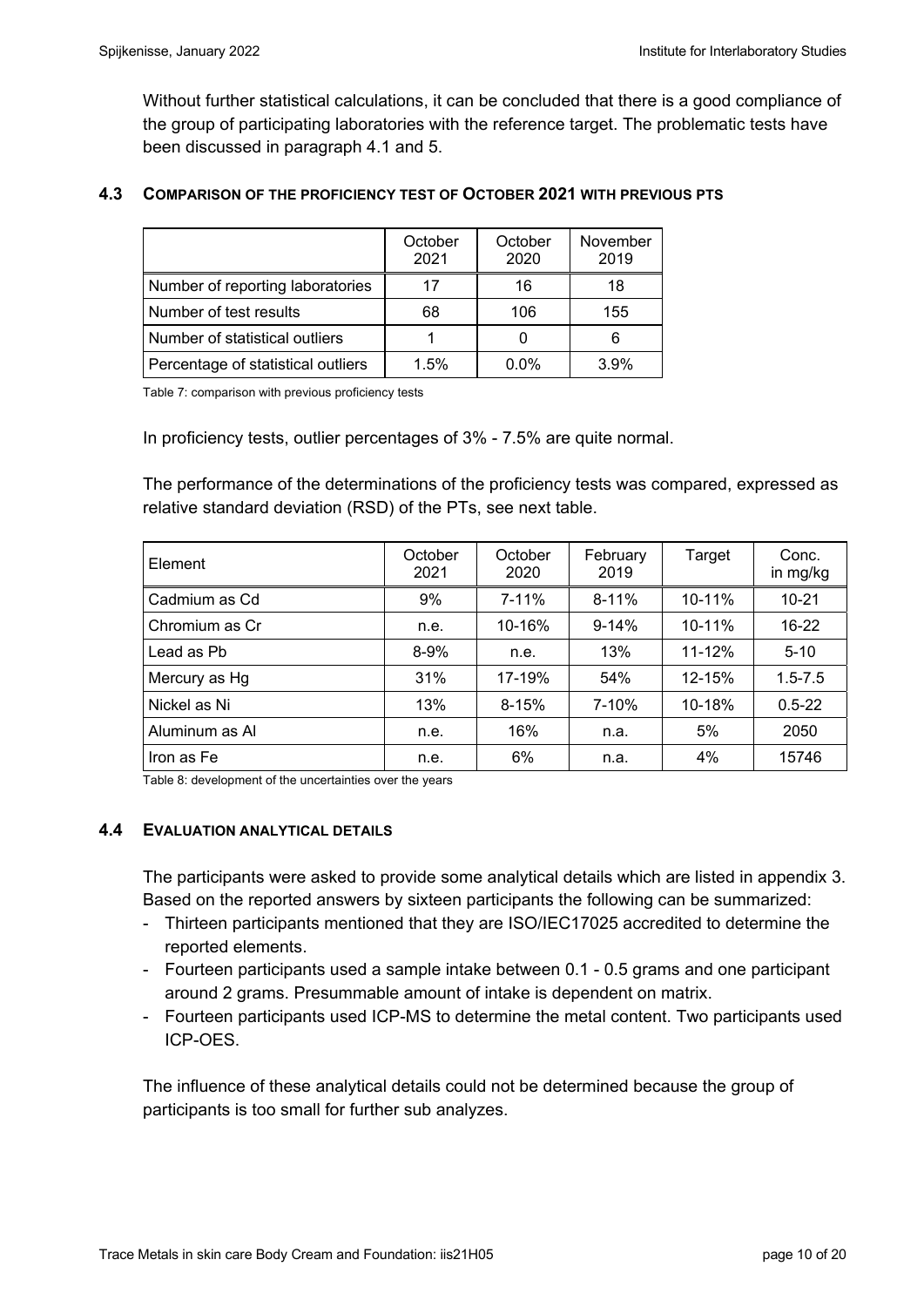Without further statistical calculations, it can be concluded that there is a good compliance of the group of participating laboratories with the reference target. The problematic tests have been discussed in paragraph 4.1 and 5.

### 4.3 COMPARISON OF THE PROFICIENCY TEST OF OCTOBER 2021 WITH PREVIOUS PTS

| | October 2021 | October 2020 | November 2019 |
|---|---|---|---|
| Number of reporting laboratories | 17 | 16 | 18 |
| Number of test results | 68 | 106 | 155 |
| Number of statistical outliers | 1 | 0 | 6 |
| Percentage of statistical outliers | 1.5% | 0.0% | 3.9% |

Table 7: comparison with previous proficiency tests

In proficiency tests, outlier percentages of 3% - 7.5% are quite normal.

The performance of the determinations of the proficiency tests was compared, expressed as relative standard deviation (RSD) of the PTs, see next table.

| Element | October 2021 | October 2020 | February 2019 | Target | Conc. in mg/kg |
|---|---|---|---|---|---|
| Cadmium as Cd | 9% | 7-11% | 8-11% | 10-11% | 10-21 |
| Chromium as Cr | n.e. | 10-16% | 9-14% | 10-11% | 16-22 |
| Lead as Pb | 8-9% | n.e. | 13% | 11-12% | 5-10 |
| Mercury as Hg | 31% | 17-19% | 54% | 12-15% | 1.5-7.5 |
| Nickel as Ni | 13% | 8-15% | 7-10% | 10-18% | 0.5-22 |
| Aluminum as Al | n.e. | 16% | n.a. | 5% | 2050 |
| Iron as Fe | n.e. | 6% | n.a. | 4% | 15746 |

Table 8: development of the uncertainties over the years

### 4.4 EVALUATION ANALYTICAL DETAILS

The participants were asked to provide some analytical details which are listed in appendix 3. Based on the reported answers by sixteen participants the following can be summarized:

- Thirteen participants mentioned that they are ISO/IEC17025 accredited to determine the reported elements.
- Fourteen participants used a sample intake between 0.1 - 0.5 grams and one participant around 2 grams. Presummable amount of intake is dependent on matrix.
- Fourteen participants used ICP-MS to determine the metal content. Two participants used ICP-OES.

The influence of these analytical details could not be determined because the group of participants is too small for further sub analyzes.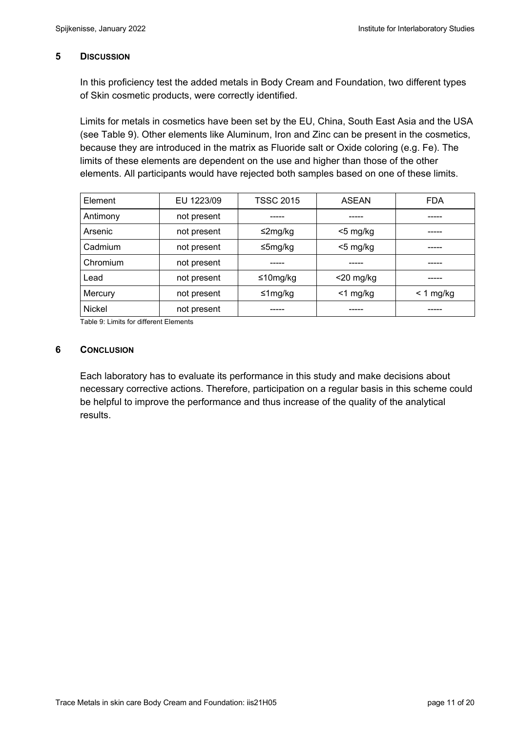## 5 DISCUSSION

In this proficiency test the added metals in Body Cream and Foundation, two different types of Skin cosmetic products, were correctly identified.

Limits for metals in cosmetics have been set by the EU, China, South East Asia and the USA (see Table 9). Other elements like Aluminum, Iron and Zinc can be present in the cosmetics, because they are introduced in the matrix as Fluoride salt or Oxide coloring (e.g. Fe). The limits of these elements are dependent on the use and higher than those of the other elements. All participants would have rejected both samples based on one of these limits.

| Element | EU 1223/09 | TSSC 2015 | ASEAN | FDA |
|---|---|---|---|---|
| Antimony | not present | ----- | ----- | ----- |
| Arsenic | not present | ≤2mg/kg | <5 mg/kg | ----- |
| Cadmium | not present | ≤5mg/kg | <5 mg/kg | ----- |
| Chromium | not present | ----- | ----- | ----- |
| Lead | not present | ≤10mg/kg | <20 mg/kg | ----- |
| Mercury | not present | ≤1mg/kg | <1 mg/kg | < 1 mg/kg |
| Nickel | not present | ----- | ----- | ----- |

Table 9: Limits for different Elements

## 6 CONCLUSION

Each laboratory has to evaluate its performance in this study and make decisions about necessary corrective actions. Therefore, participation on a regular basis in this scheme could be helpful to improve the performance and thus increase of the quality of the analytical results.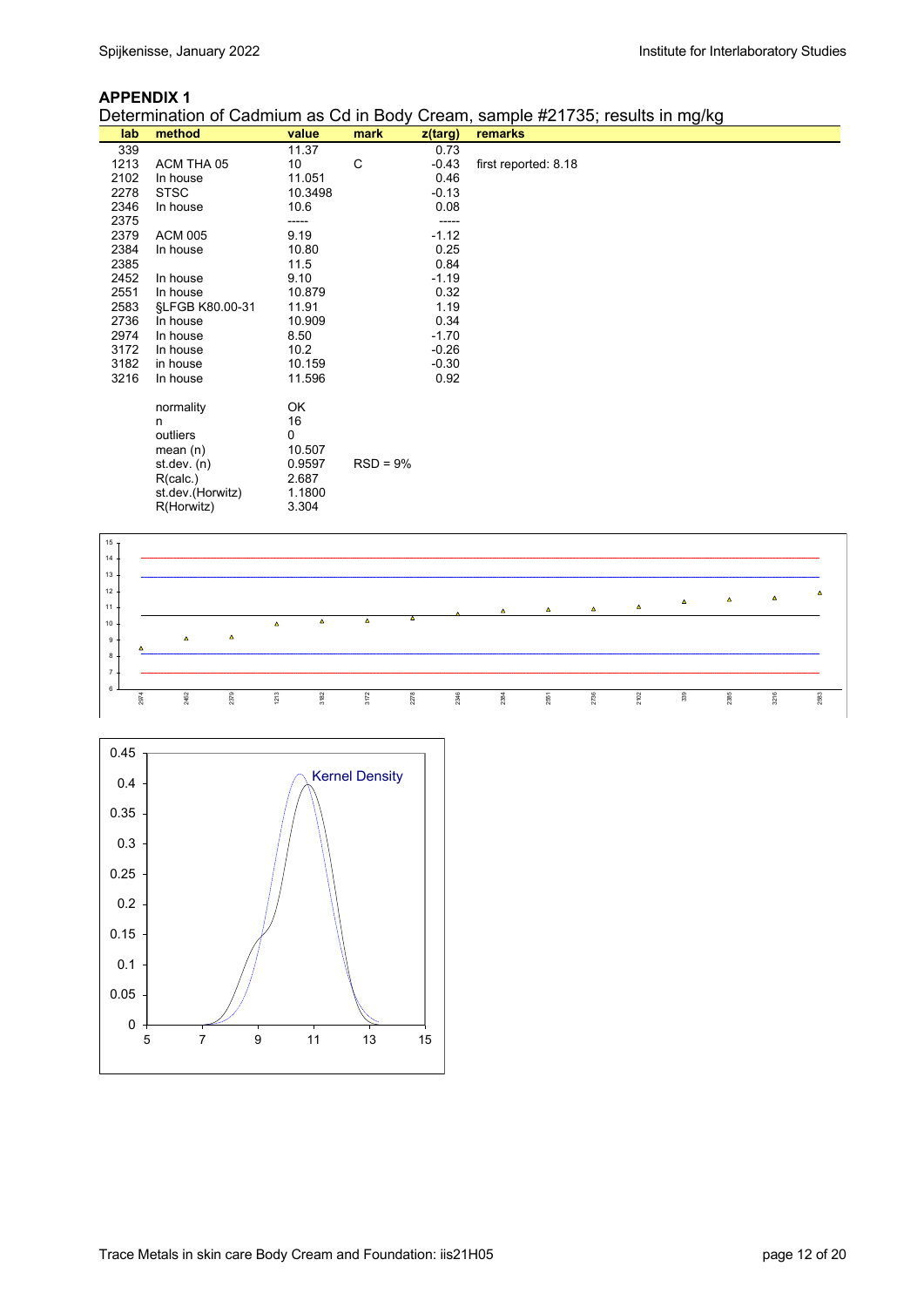## APPENDIX 1

Determination of Cadmium as Cd in Body Cream, sample #21735; results in mg/kg

| lab | method | value | mark | z(targ) | remarks |
|---|---|---|---|---|---|
| 339 | | 11.37 | | 0.73 | |
| 1213 | ACM THA 05 | 10 | C | -0.43 | first reported: 8.18 |
| 2102 | In house | 11.051 | | 0.46 | |
| 2278 | STSC | 10.3498 | | -0.13 | |
| 2346 | In house | 10.6 | | 0.08 | |
| 2375 | | ----- | | ----- | |
| 2379 | ACM 005 | 9.19 | | -1.12 | |
| 2384 | In house | 10.80 | | 0.25 | |
| 2385 | | 11.5 | | 0.84 | |
| 2452 | In house | 9.10 | | -1.19 | |
| 2551 | In house | 10.879 | | 0.32 | |
| 2583 | §LFGB K80.00-31 | 11.91 | | 1.19 | |
| 2736 | In house | 10.909 | | 0.34 | |
| 2974 | In house | 8.50 | | -1.70 | |
| 3172 | In house | 10.2 | | -0.26 | |
| 3182 | in house | 10.159 | | -0.30 | |
| 3216 | In house | 11.596 | | 0.92 | |
| | normality | OK | | | |
| | n | 16 | | | |
| | outliers | 0 | | | |
| | mean (n) | 10.507 | | | |
| | st.dev. (n) | 0.9597 | RSD = 9% | | |
| | R(calc.) | 2.687 | | | |
| | st.dev.(Horwitz) | 1.1800 | | | |
| | R(Horwitz) | 3.304 | | | |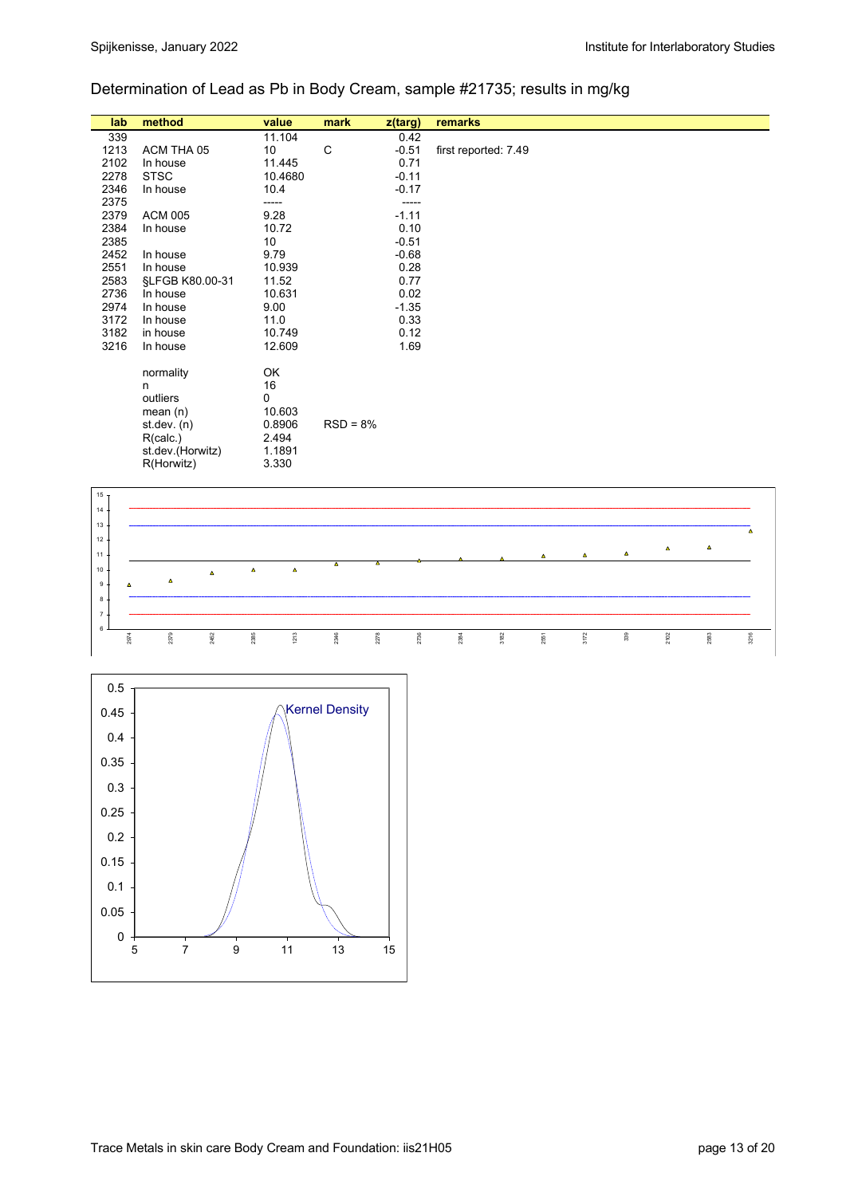Determination of Lead as Pb in Body Cream, sample #21735; results in mg/kg

| lab | method | value | mark | z(targ) | remarks |
|---|---|---|---|---|---|
| 339 | | 11.104 | | 0.42 | |
| 1213 | ACM THA 05 | 10 | C | -0.51 | first reported: 7.49 |
| 2102 | In house | 11.445 | | 0.71 | |
| 2278 | STSC | 10.4680 | | -0.11 | |
| 2346 | In house | 10.4 | | -0.17 | |
| 2375 | | ----- | | ----- | |
| 2379 | ACM 005 | 9.28 | | -1.11 | |
| 2384 | In house | 10.72 | | 0.10 | |
| 2385 | | 10 | | -0.51 | |
| 2452 | In house | 9.79 | | -0.68 | |
| 2551 | In house | 10.939 | | 0.28 | |
| 2583 | §LFGB K80.00-31 | 11.52 | | 0.77 | |
| 2736 | In house | 10.631 | | 0.02 | |
| 2974 | In house | 9.00 | | -1.35 | |
| 3172 | In house | 11.0 | | 0.33 | |
| 3182 | in house | 10.749 | | 0.12 | |
| 3216 | In house | 12.609 | | 1.69 | |
| | normality | OK | | | |
| | n | 16 | | | |
| | outliers | 0 | | | |
| | mean (n) | 10.603 | | | |
| | st.dev. (n) | 0.8906 | RSD = 8% | | |
| | R(calc.) | 2.494 | | | |
| | st.dev.(Horwitz) | 1.1891 | | | |
| | R(Horwitz) | 3.330 | | | |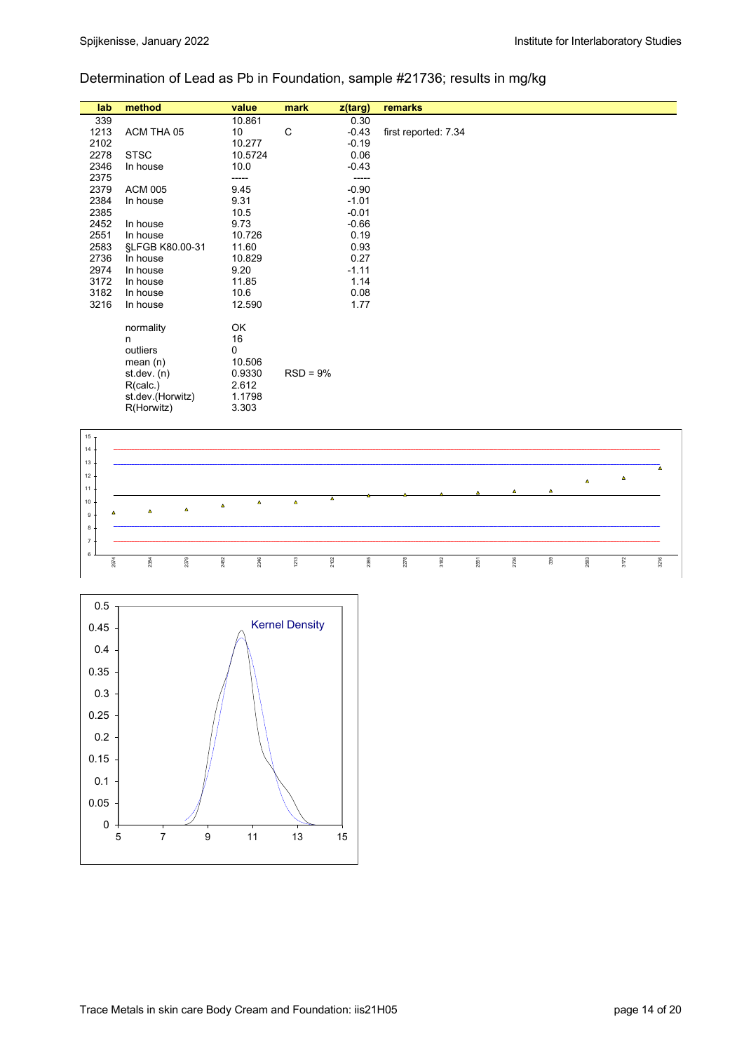Determination of Lead as Pb in Foundation, sample #21736; results in mg/kg

| lab | method | value | mark | z(targ) | remarks |
|---|---|---|---|---|---|
| 339 | | 10.861 | | 0.30 | |
| 1213 | ACM THA 05 | 10 | C | -0.43 | first reported: 7.34 |
| 2102 | | 10.277 | | -0.19 | |
| 2278 | STSC | 10.5724 | | 0.06 | |
| 2346 | In house | 10.0 | | -0.43 | |
| 2375 | | ----- | | ----- | |
| 2379 | ACM 005 | 9.45 | | -0.90 | |
| 2384 | In house | 9.31 | | -1.01 | |
| 2385 | | 10.5 | | -0.01 | |
| 2452 | In house | 9.73 | | -0.66 | |
| 2551 | In house | 10.726 | | 0.19 | |
| 2583 | §LFGB K80.00-31 | 11.60 | | 0.93 | |
| 2736 | In house | 10.829 | | 0.27 | |
| 2974 | In house | 9.20 | | -1.11 | |
| 3172 | In house | 11.85 | | 1.14 | |
| 3182 | In house | 10.6 | | 0.08 | |
| 3216 | In house | 12.590 | | 1.77 | |
| | | | | | |
| | normality | OK | | | |
| | n | 16 | | | |
| | outliers | 0 | | | |
| | mean (n) | 10.506 | | | |
| | st.dev. (n) | 0.9330 | RSD = 9% | | |
| | R(calc.) | 2.612 | | | |
| | st.dev.(Horwitz) | 1.1798 | | | |
| | R(Horwitz) | 3.303 | | | |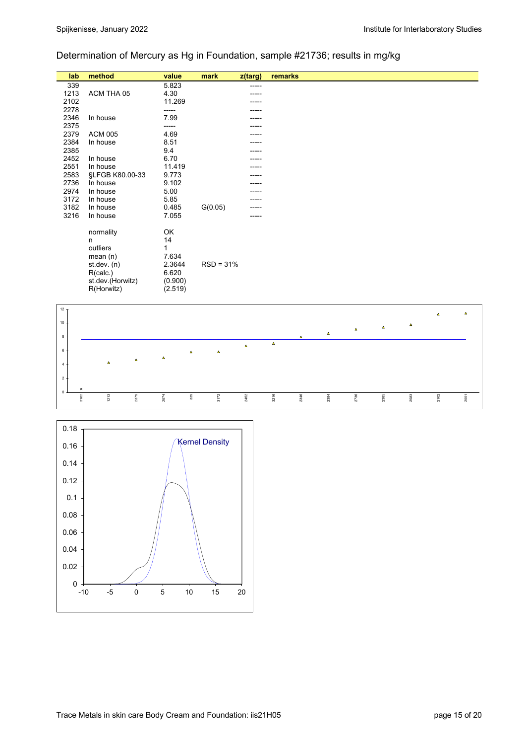## Determination of Mercury as Hg in Foundation, sample #21736; results in mg/kg

| lab | method | value | mark | z(targ) | remarks |
|---|---|---|---|---|---|
| 339 | | 5.823 | | ----- | |
| 1213 | ACM THA 05 | 4.30 | | ----- | |
| 2102 | | 11.269 | | ----- | |
| 2278 | | ----- | | ----- | |
| 2346 | In house | 7.99 | | ----- | |
| 2375 | | ----- | | ----- | |
| 2379 | ACM 005 | 4.69 | | ----- | |
| 2384 | In house | 8.51 | | ----- | |
| 2385 | | 9.4 | | ----- | |
| 2452 | In house | 6.70 | | ----- | |
| 2551 | In house | 11.419 | | ----- | |
| 2583 | §LFGB K80.00-33 | 9.773 | | ----- | |
| 2736 | In house | 9.102 | | ----- | |
| 2974 | In house | 5.00 | | ----- | |
| 3172 | In house | 5.85 | | ----- | |
| 3182 | In house | 0.485 | G(0.05) | ----- | |
| 3216 | In house | 7.055 | | ----- | |
| | normality | OK | | | |
| | n | 14 | | | |
| | outliers | 1 | | | |
| | mean (n) | 7.634 | | | |
| | st.dev. (n) | 2.3644 | RSD = 31% | | |
| | R(calc.) | 6.620 | | | |
| | st.dev.(Horwitz) | (0.900) | | | |
| | R(Horwitz) | (2.519) | | | |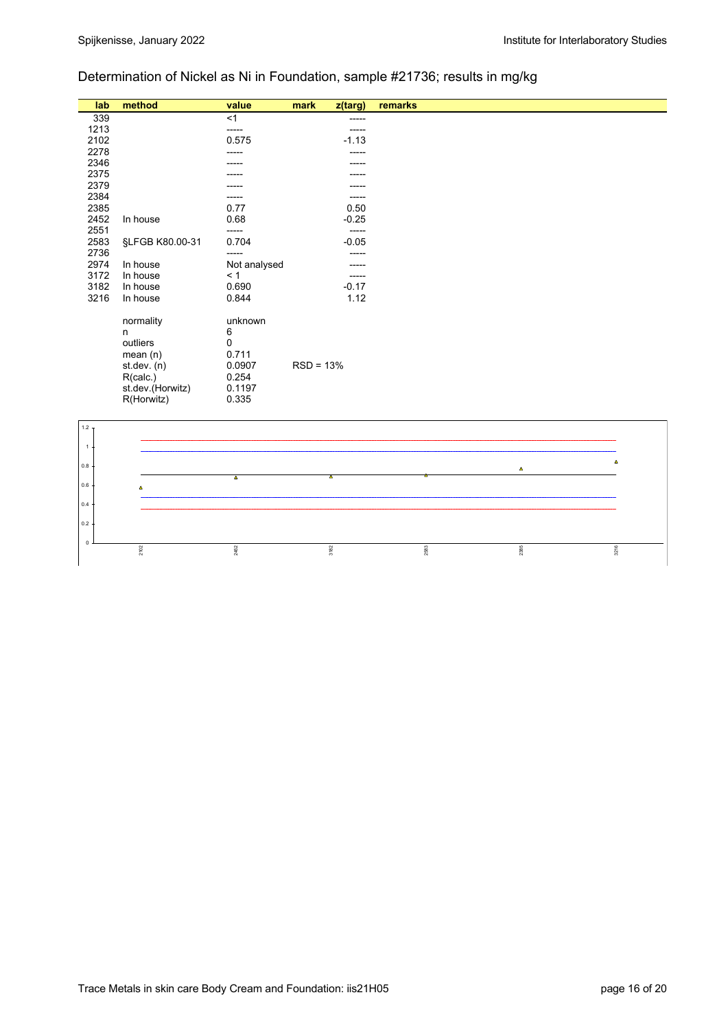Determination of Nickel as Ni in Foundation, sample #21736; results in mg/kg

| lab | method | value | mark | z(targ) | remarks |
|---|---|---|---|---|---|
| 339 | | <1 | | ----- | |
| 1213 | | ----- | | ----- | |
| 2102 | | 0.575 | | -1.13 | |
| 2278 | | ----- | | ----- | |
| 2346 | | ----- | | ----- | |
| 2375 | | ----- | | ----- | |
| 2379 | | ----- | | ----- | |
| 2384 | | ----- | | ----- | |
| 2385 | | 0.77 | | 0.50 | |
| 2452 | In house | 0.68 | | -0.25 | |
| 2551 | | ----- | | ----- | |
| 2583 | §LFGB K80.00-31 | 0.704 | | -0.05 | |
| 2736 | | ----- | | ----- | |
| 2974 | In house | Not analysed | | ----- | |
| 3172 | In house | < 1 | | ----- | |
| 3182 | In house | 0.690 | | -0.17 | |
| 3216 | In house | 0.844 | | 1.12 | |

| | | |
|---|---|---|
| normality | unknown | |
| n | 6 | |
| outliers | 0 | |
| mean (n) | 0.711 | |
| st.dev. (n) | 0.0907 | RSD = 13% |
| R(calc.) | 0.254 | |
| st.dev.(Horwitz) | 0.1197 | |
| R(Horwitz) | 0.335 | |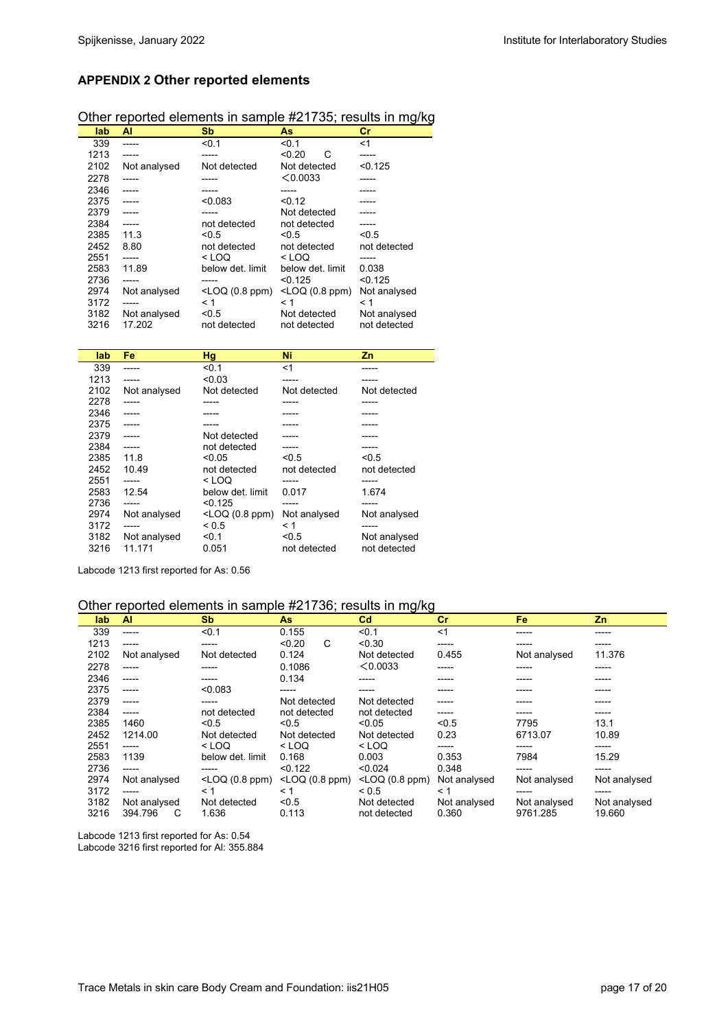## APPENDIX 2 Other reported elements

Other reported elements in sample #21735; results in mg/kg

| lab | Al | Sb | As | Cr |
|---|---|---|---|---|
| 339 | ----- | <0.1 | <0.1 | <1 |
| 1213 | ----- | ----- | <0.20 C | ----- |
| 2102 | Not analysed | Not detected | Not detected | <0.125 |
| 2278 | ----- | ----- | <0.0033 | ----- |
| 2346 | ----- | ----- | ----- | ----- |
| 2375 | ----- | <0.083 | <0.12 | ----- |
| 2379 | ----- | ----- | Not detected | ----- |
| 2384 | ----- | not detected | not detected | ----- |
| 2385 | 11.3 | <0.5 | <0.5 | <0.5 |
| 2452 | 8.80 | not detected | not detected | not detected |
| 2551 | ----- | < LOQ | < LOQ | ----- |
| 2583 | 11.89 | below det. limit | below det. limit | 0.038 |
| 2736 | ----- | ----- | <0.125 | <0.125 |
| 2974 | Not analysed | <LOQ (0.8 ppm) | <LOQ (0.8 ppm) | Not analysed |
| 3172 | ----- | < 1 | < 1 | < 1 |
| 3182 | Not analysed | <0.5 | Not detected | Not analysed |
| 3216 | 17.202 | not detected | not detected | not detected |

| lab | Fe | Hg | Ni | Zn |
|---|---|---|---|---|
| 339 | ----- | <0.1 | <1 | ----- |
| 1213 | ----- | <0.03 | ----- | ----- |
| 2102 | Not analysed | Not detected | Not detected | Not detected |
| 2278 | ----- | ----- | ----- | ----- |
| 2346 | ----- | ----- | ----- | ----- |
| 2375 | ----- | ----- | ----- | ----- |
| 2379 | ----- | Not detected | ----- | ----- |
| 2384 | ----- | not detected | ----- | ----- |
| 2385 | 11.8 | <0.05 | <0.5 | <0.5 |
| 2452 | 10.49 | not detected | not detected | not detected |
| 2551 | ----- | < LOQ | ----- | ----- |
| 2583 | 12.54 | below det. limit | 0.017 | 1.674 |
| 2736 | ----- | <0.125 | ----- | ----- |
| 2974 | Not analysed | <LOQ (0.8 ppm) | Not analysed | Not analysed |
| 3172 | ----- | < 0.5 | < 1 | ----- |
| 3182 | Not analysed | <0.1 | <0.5 | Not analysed |
| 3216 | 11.171 | 0.051 | not detected | not detected |

Labcode 1213 first reported for As: 0.56

Other reported elements in sample #21736; results in mg/kg

| lab | Al | Sb | As | Cd | Cr | Fe | Zn |
|---|---|---|---|---|---|---|---|
| 339 | ----- | <0.1 | 0.155 | <0.1 | <1 | ----- | ----- |
| 1213 | ----- | ----- | <0.20 C | <0.30 | ----- | ----- | ----- |
| 2102 | Not analysed | Not detected | 0.124 | Not detected | 0.455 | Not analysed | 11.376 |
| 2278 | ----- | ----- | 0.1086 | <0.0033 | ----- | ----- | ----- |
| 2346 | ----- | ----- | 0.134 | ----- | ----- | ----- | ----- |
| 2375 | ----- | <0.083 | ----- | ----- | ----- | ----- | ----- |
| 2379 | ----- | ----- | Not detected | Not detected | ----- | ----- | ----- |
| 2384 | ----- | not detected | not detected | not detected | ----- | ----- | ----- |
| 2385 | 1460 | <0.5 | <0.5 | <0.05 | <0.5 | 7795 | 13.1 |
| 2452 | 1214.00 | Not detected | Not detected | Not detected | 0.23 | 6713.07 | 10.89 |
| 2551 | ----- | < LOQ | < LOQ | < LOQ | ----- | ----- | ----- |
| 2583 | 1139 | below det. limit | 0.168 | 0.003 | 0.353 | 7984 | 15.29 |
| 2736 | ----- | ----- | <0.122 | <0.024 | 0.348 | ----- | ----- |
| 2974 | Not analysed | <LOQ (0.8 ppm) | <LOQ (0.8 ppm) | <LOQ (0.8 ppm) | Not analysed | Not analysed | Not analysed |
| 3172 | ----- | < 1 | < 1 | < 0.5 | < 1 | ----- | ----- |
| 3182 | Not analysed | Not detected | <0.5 | Not detected | Not analysed | Not analysed | Not analysed |
| 3216 | 394.796 C | 1.636 | 0.113 | not detected | 0.360 | 9761.285 | 19.660 |

Labcode 1213 first reported for As: 0.54
Labcode 3216 first reported for Al: 355.884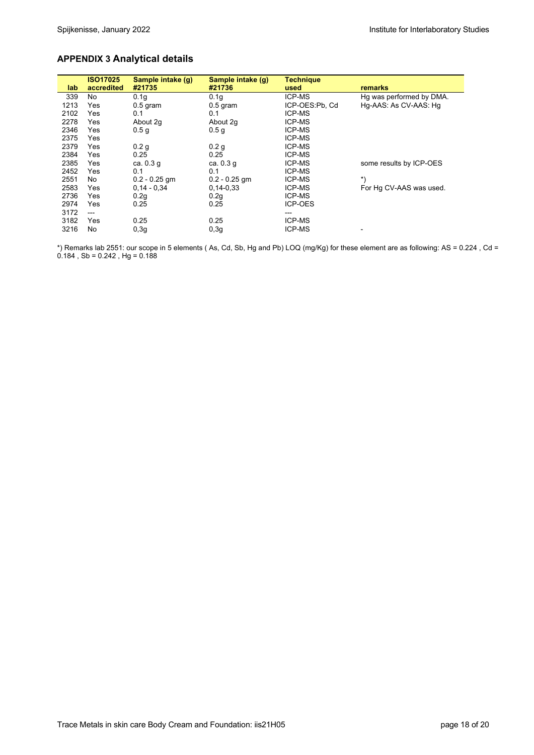## APPENDIX 3 Analytical details

| lab | ISO17025 accredited | Sample intake (g) #21735 | Sample intake (g) #21736 | Technique used | remarks |
|---|---|---|---|---|---|
| 339 | No | 0.1g | 0.1g | ICP-MS | Hg was performed by DMA. |
| 1213 | Yes | 0.5 gram | 0.5 gram | ICP-OES:Pb, Cd | Hg-AAS: As CV-AAS: Hg |
| 2102 | Yes | 0.1 | 0.1 | ICP-MS | |
| 2278 | Yes | About 2g | About 2g | ICP-MS | |
| 2346 | Yes | 0.5 g | 0.5 g | ICP-MS | |
| 2375 | Yes | | | ICP-MS | |
| 2379 | Yes | 0.2 g | 0.2 g | ICP-MS | |
| 2384 | Yes | 0.25 | 0.25 | ICP-MS | |
| 2385 | Yes | ca. 0.3 g | ca. 0.3 g | ICP-MS | some results by ICP-OES |
| 2452 | Yes | 0.1 | 0.1 | ICP-MS | |
| 2551 | No | 0.2 - 0.25 gm | 0.2 - 0.25 gm | ICP-MS | *) |
| 2583 | Yes | 0,14 - 0,34 | 0,14-0,33 | ICP-MS | For Hg CV-AAS was used. |
| 2736 | Yes | 0.2g | 0.2g | ICP-MS | |
| 2974 | Yes | 0.25 | 0.25 | ICP-OES | |
| 3172 | --- | | | --- | |
| 3182 | Yes | 0.25 | 0.25 | ICP-MS | |
| 3216 | No | 0,3g | 0,3g | ICP-MS | - |

*) Remarks lab 2551: our scope in 5 elements ( As, Cd, Sb, Hg and Pb) LOQ (mg/Kg) for these element are as following: AS = 0.224 , Cd = 0.184 , Sb = 0.242 , Hg = 0.188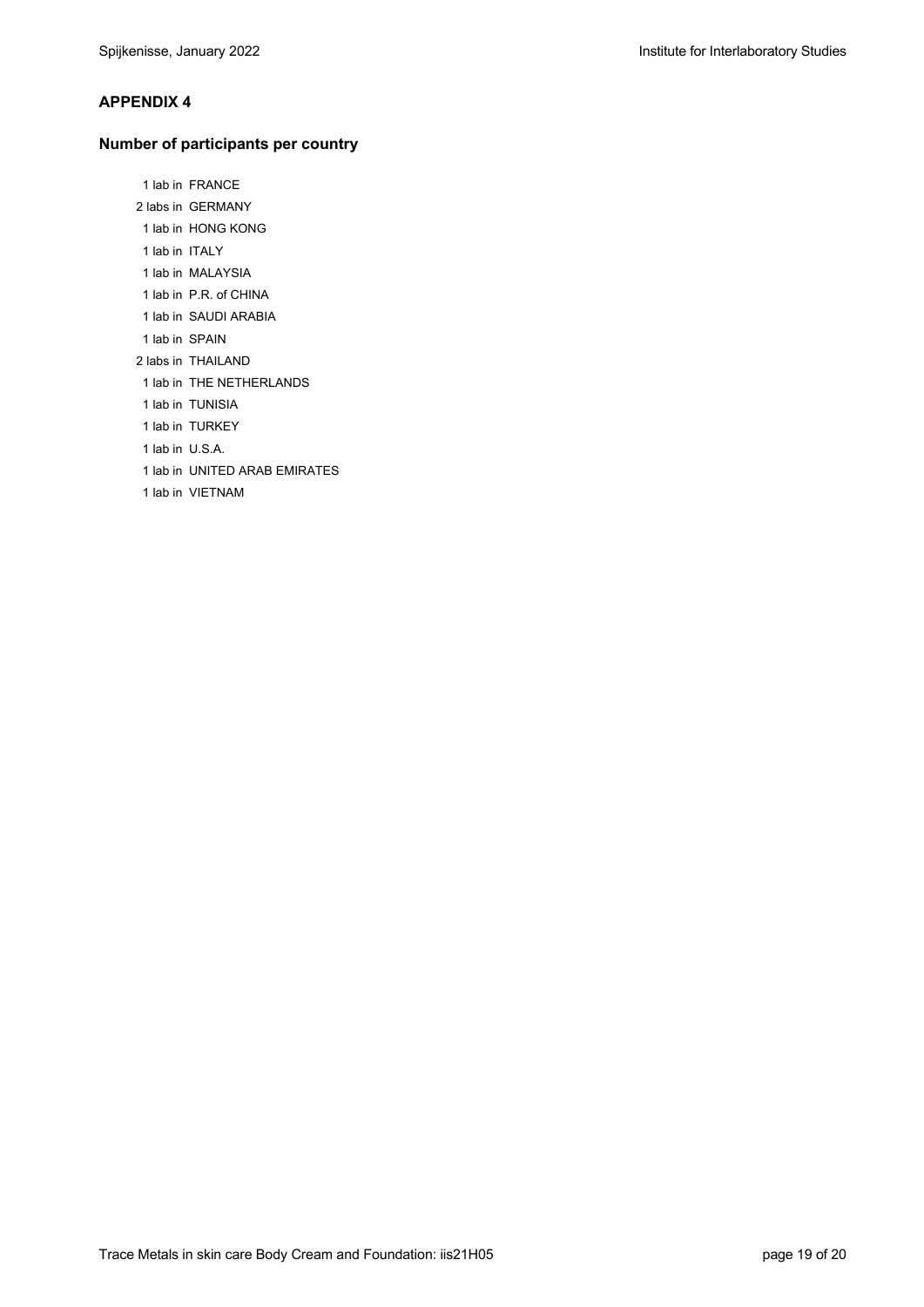## APPENDIX 4

### Number of participants per country

1 lab in FRANCE
2 labs in GERMANY
1 lab in HONG KONG
1 lab in ITALY
1 lab in MALAYSIA
1 lab in P.R. of CHINA
1 lab in SAUDI ARABIA
1 lab in SPAIN
2 labs in THAILAND
1 lab in THE NETHERLANDS
1 lab in TUNISIA
1 lab in TURKEY
1 lab in U.S.A.
1 lab in UNITED ARAB EMIRATES
1 lab in VIETNAM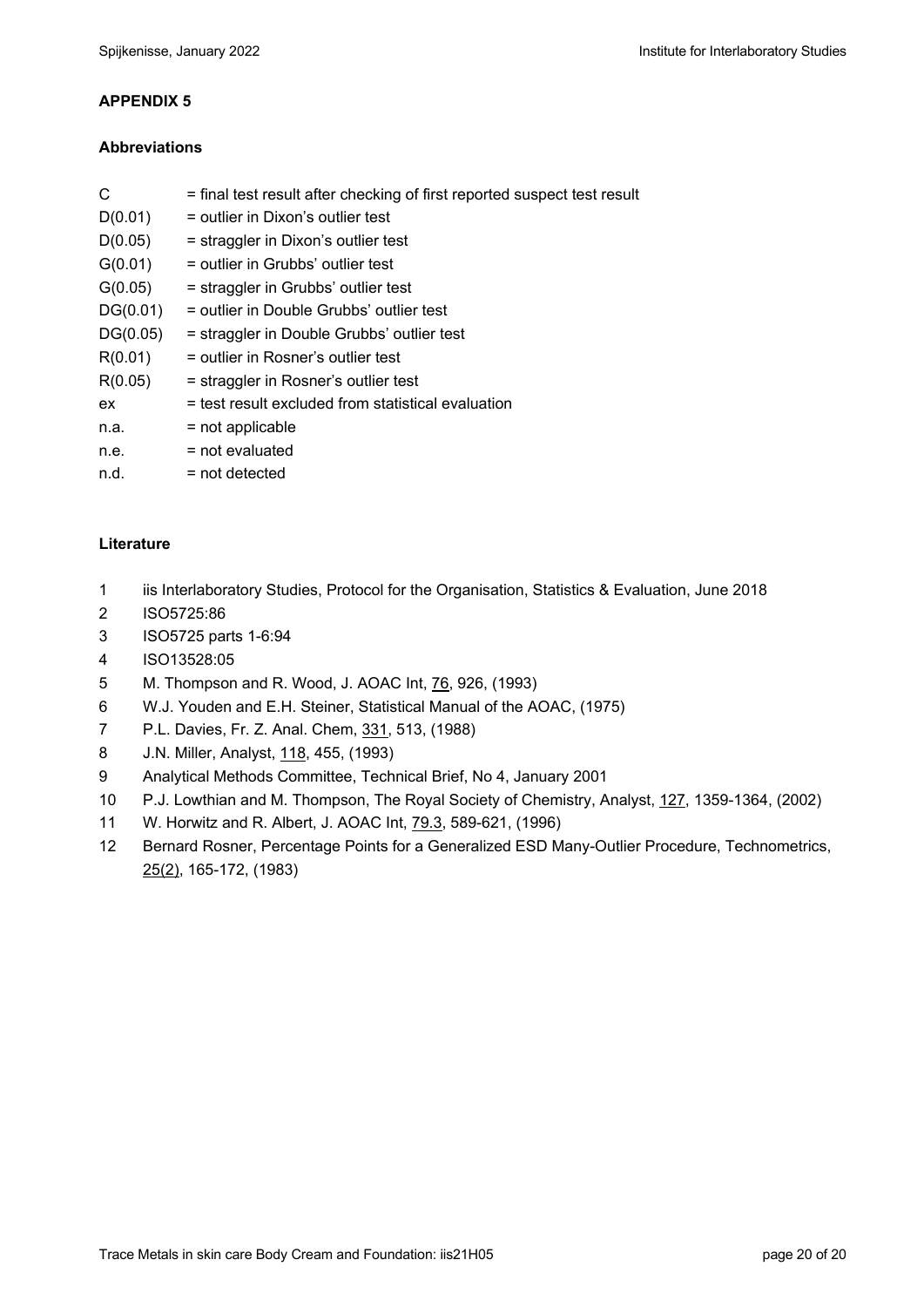**APPENDIX 5**

**Abbreviations**

| | |
|---|---|
| C | = final test result after checking of first reported suspect test result |
| D(0.01) | = outlier in Dixon's outlier test |
| D(0.05) | = straggler in Dixon's outlier test |
| G(0.01) | = outlier in Grubbs' outlier test |
| G(0.05) | = straggler in Grubbs' outlier test |
| DG(0.01) | = outlier in Double Grubbs' outlier test |
| DG(0.05) | = straggler in Double Grubbs' outlier test |
| R(0.01) | = outlier in Rosner's outlier test |
| R(0.05) | = straggler in Rosner's outlier test |
| ex | = test result excluded from statistical evaluation |
| n.a. | = not applicable |
| n.e. | = not evaluated |
| n.d. | = not detected |

**Literature**

1. iis Interlaboratory Studies, Protocol for the Organisation, Statistics & Evaluation, June 2018
2. ISO5725:86
3. ISO5725 parts 1-6:94
4. ISO13528:05
5. M. Thompson and R. Wood, J. AOAC Int, 76, 926, (1993)
6. W.J. Youden and E.H. Steiner, Statistical Manual of the AOAC, (1975)
7. P.L. Davies, Fr. Z. Anal. Chem, 331, 513, (1988)
8. J.N. Miller, Analyst, 118, 455, (1993)
9. Analytical Methods Committee, Technical Brief, No 4, January 2001
10. P.J. Lowthian and M. Thompson, The Royal Society of Chemistry, Analyst, 127, 1359-1364, (2002)
11. W. Horwitz and R. Albert, J. AOAC Int, 79.3, 589-621, (1996)
12. Bernard Rosner, Percentage Points for a Generalized ESD Many-Outlier Procedure, Technometrics, 25(2), 165-172, (1983)